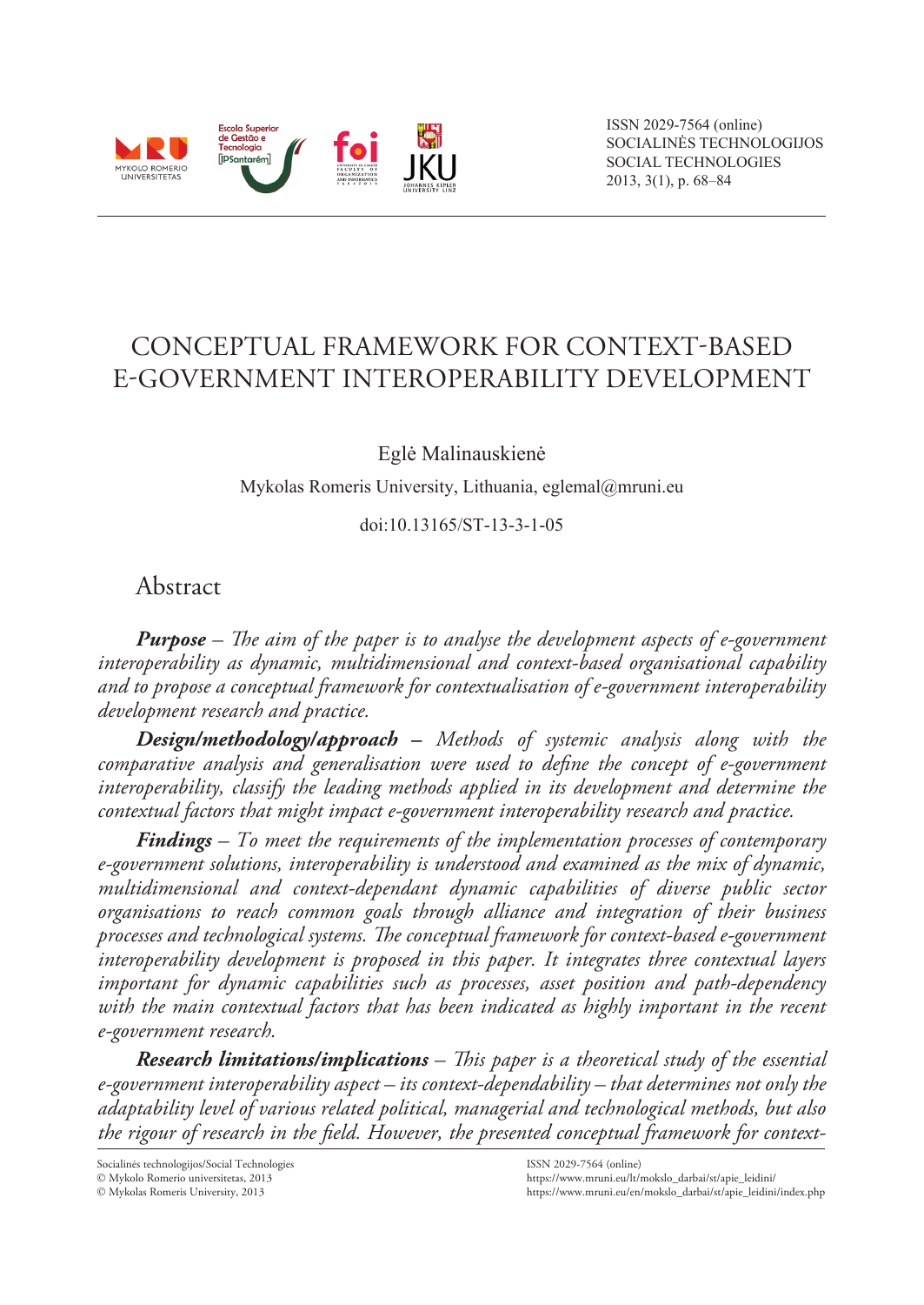# CONCEPTUAL FRAMEWORK FOR CONTEXT-BASED E-GOVERNMENT INTEROPERABILITY DEVELOPMENT

Eglė Malinauskienė

Mykolas Romeris University, Lithuania, eglemal@mruni.eu

doi:10.13165/ST-13-3-1-05

## Abstract

***Purpose*** *– The aim of the paper is to analyse the development aspects of e-government interoperability as dynamic, multidimensional and context-based organisational capability and to propose a conceptual framework for contextualisation of e-government interoperability development research and practice.*

***Design/methodology/approach*** *– Methods of systemic analysis along with the comparative analysis and generalisation were used to define the concept of e-government interoperability, classify the leading methods applied in its development and determine the contextual factors that might impact e-government interoperability research and practice.*

***Findings*** *– To meet the requirements of the implementation processes of contemporary e-government solutions, interoperability is understood and examined as the mix of dynamic, multidimensional and context-dependant dynamic capabilities of diverse public sector organisations to reach common goals through alliance and integration of their business processes and technological systems. The conceptual framework for context-based e-government interoperability development is proposed in this paper. It integrates three contextual layers important for dynamic capabilities such as processes, asset position and path-dependency with the main contextual factors that has been indicated as highly important in the recent e-government research.*

***Research limitations/implications*** *– This paper is a theoretical study of the essential e-government interoperability aspect – its context-dependability – that determines not only the adaptability level of various related political, managerial and technological methods, but also the rigour of research in the field. However, the presented conceptual framework for context-*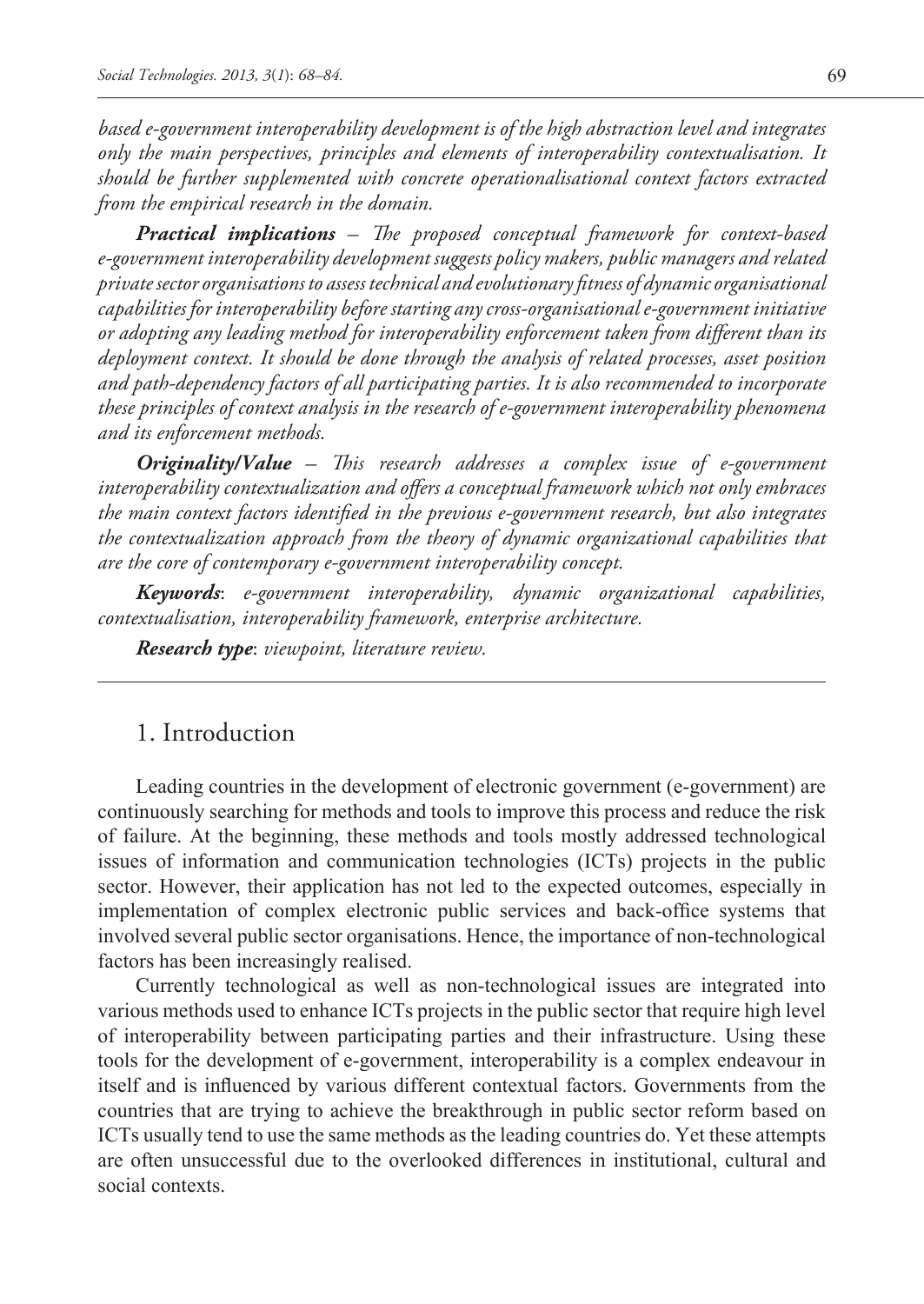*based e-government interoperability development is of the high abstraction level and integrates only the main perspectives, principles and elements of interoperability contextualisation. It should be further supplemented with concrete operationalisational context factors extracted from the empirical research in the domain.*

***Practical implications*** *– The proposed conceptual framework for context-based e-government interoperability development suggests policy makers, public managers and related private sector organisations to assess technical and evolutionary fitness of dynamic organisational capabilities for interoperability before starting any cross-organisational e-government initiative or adopting any leading method for interoperability enforcement taken from different than its deployment context. It should be done through the analysis of related processes, asset position and path-dependency factors of all participating parties. It is also recommended to incorporate these principles of context analysis in the research of e-government interoperability phenomena and its enforcement methods.*

***Originality/Value*** *– This research addresses a complex issue of e-government interoperability contextualization and offers a conceptual framework which not only embraces the main context factors identified in the previous e-government research, but also integrates the contextualization approach from the theory of dynamic organizational capabilities that are the core of contemporary e-government interoperability concept.*

***Keywords***: *e-government interoperability, dynamic organizational capabilities, contextualisation, interoperability framework, enterprise architecture.*

***Research type***: *viewpoint, literature review.*

## 1. Introduction

Leading countries in the development of electronic government (e-government) are continuously searching for methods and tools to improve this process and reduce the risk of failure. At the beginning, these methods and tools mostly addressed technological issues of information and communication technologies (ICTs) projects in the public sector. However, their application has not led to the expected outcomes, especially in implementation of complex electronic public services and back-office systems that involved several public sector organisations. Hence, the importance of non-technological factors has been increasingly realised.

Currently technological as well as non-technological issues are integrated into various methods used to enhance ICTs projects in the public sector that require high level of interoperability between participating parties and their infrastructure. Using these tools for the development of e-government, interoperability is a complex endeavour in itself and is influenced by various different contextual factors. Governments from the countries that are trying to achieve the breakthrough in public sector reform based on ICTs usually tend to use the same methods as the leading countries do. Yet these attempts are often unsuccessful due to the overlooked differences in institutional, cultural and social contexts.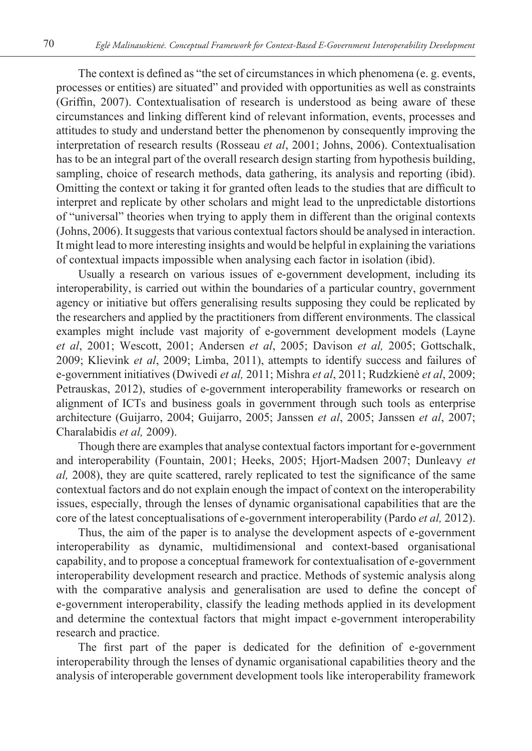The context is defined as "the set of circumstances in which phenomena (e. g. events, processes or entities) are situated" and provided with opportunities as well as constraints (Griffin, 2007). Contextualisation of research is understood as being aware of these circumstances and linking different kind of relevant information, events, processes and attitudes to study and understand better the phenomenon by consequently improving the interpretation of research results (Rosseau *et al*, 2001; Johns, 2006). Contextualisation has to be an integral part of the overall research design starting from hypothesis building, sampling, choice of research methods, data gathering, its analysis and reporting (ibid). Omitting the context or taking it for granted often leads to the studies that are difficult to interpret and replicate by other scholars and might lead to the unpredictable distortions of "universal" theories when trying to apply them in different than the original contexts (Johns, 2006). It suggests that various contextual factors should be analysed in interaction. It might lead to more interesting insights and would be helpful in explaining the variations of contextual impacts impossible when analysing each factor in isolation (ibid).

Usually a research on various issues of e-government development, including its interoperability, is carried out within the boundaries of a particular country, government agency or initiative but offers generalising results supposing they could be replicated by the researchers and applied by the practitioners from different environments. The classical examples might include vast majority of e-government development models (Layne *et al*, 2001; Wescott, 2001; Andersen *et al*, 2005; Davison *et al,* 2005; Gottschalk, 2009; Klievink *et al*, 2009; Limba, 2011), attempts to identify success and failures of e-government initiatives (Dwivedi *et al,* 2011; Mishra *et al*, 2011; Rudzkienė *et al*, 2009; Petrauskas, 2012), studies of e-government interoperability frameworks or research on alignment of ICTs and business goals in government through such tools as enterprise architecture (Guijarro, 2004; Guijarro, 2005; Janssen *et al*, 2005; Janssen *et al*, 2007; Charalabidis *et al,* 2009).

Though there are examples that analyse contextual factors important for e-government and interoperability (Fountain, 2001; Heeks, 2005; Hjort-Madsen 2007; Dunleavy *et al,* 2008), they are quite scattered, rarely replicated to test the significance of the same contextual factors and do not explain enough the impact of context on the interoperability issues, especially, through the lenses of dynamic organisational capabilities that are the core of the latest conceptualisations of e-government interoperability (Pardo *et al,* 2012).

Thus, the aim of the paper is to analyse the development aspects of e-government interoperability as dynamic, multidimensional and context-based organisational capability, and to propose a conceptual framework for contextualisation of e-government interoperability development research and practice. Methods of systemic analysis along with the comparative analysis and generalisation are used to define the concept of e-government interoperability, classify the leading methods applied in its development and determine the contextual factors that might impact e-government interoperability research and practice.

The first part of the paper is dedicated for the definition of e-government interoperability through the lenses of dynamic organisational capabilities theory and the analysis of interoperable government development tools like interoperability framework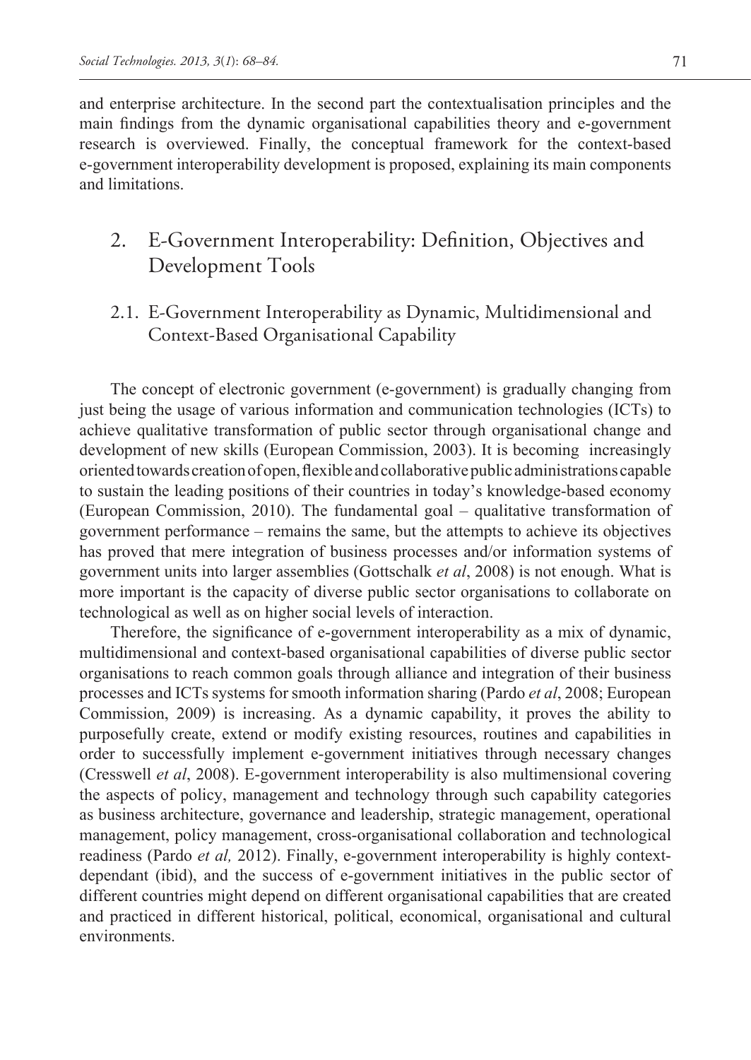and enterprise architecture. In the second part the contextualisation principles and the main findings from the dynamic organisational capabilities theory and e-government research is overviewed. Finally, the conceptual framework for the context-based e-government interoperability development is proposed, explaining its main components and limitations.

## 2. E-Government Interoperability: Definition, Objectives and Development Tools

### 2.1. E-Government Interoperability as Dynamic, Multidimensional and Context-Based Organisational Capability

The concept of electronic government (e-government) is gradually changing from just being the usage of various information and communication technologies (ICTs) to achieve qualitative transformation of public sector through organisational change and development of new skills (European Commission, 2003). It is becoming increasingly oriented towards creation of open, flexible and collaborative public administrations capable to sustain the leading positions of their countries in today's knowledge-based economy (European Commission, 2010). The fundamental goal – qualitative transformation of government performance – remains the same, but the attempts to achieve its objectives has proved that mere integration of business processes and/or information systems of government units into larger assemblies (Gottschalk *et al*, 2008) is not enough. What is more important is the capacity of diverse public sector organisations to collaborate on technological as well as on higher social levels of interaction.

Therefore, the significance of e-government interoperability as a mix of dynamic, multidimensional and context-based organisational capabilities of diverse public sector organisations to reach common goals through alliance and integration of their business processes and ICTs systems for smooth information sharing (Pardo *et al*, 2008; European Commission, 2009) is increasing. As a dynamic capability, it proves the ability to purposefully create, extend or modify existing resources, routines and capabilities in order to successfully implement e-government initiatives through necessary changes (Cresswell *et al*, 2008). E-government interoperability is also multimensional covering the aspects of policy, management and technology through such capability categories as business architecture, governance and leadership, strategic management, operational management, policy management, cross-organisational collaboration and technological readiness (Pardo *et al,* 2012). Finally, e-government interoperability is highly context-dependant (ibid), and the success of e-government initiatives in the public sector of different countries might depend on different organisational capabilities that are created and practiced in different historical, political, economical, organisational and cultural environments.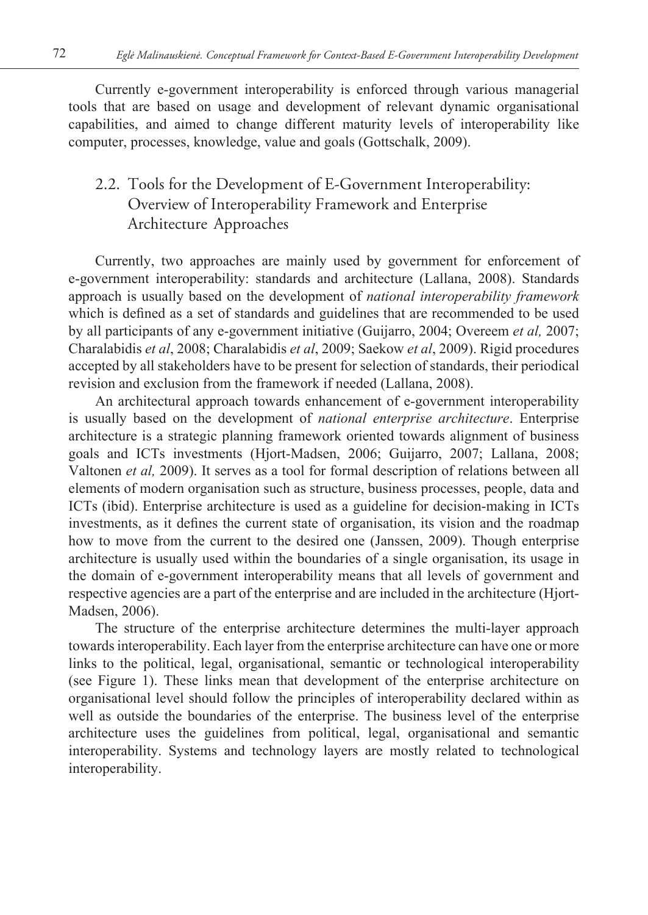Currently e-government interoperability is enforced through various managerial tools that are based on usage and development of relevant dynamic organisational capabilities, and aimed to change different maturity levels of interoperability like computer, processes, knowledge, value and goals (Gottschalk, 2009).

## 2.2. Tools for the Development of E-Government Interoperability: Overview of Interoperability Framework and Enterprise Architecture Approaches

Currently, two approaches are mainly used by government for enforcement of e-government interoperability: standards and architecture (Lallana, 2008). Standards approach is usually based on the development of *national interoperability framework* which is defined as a set of standards and guidelines that are recommended to be used by all participants of any e-government initiative (Guijarro, 2004; Overeem *et al,* 2007; Charalabidis *et al*, 2008; Charalabidis *et al*, 2009; Saekow *et al*, 2009). Rigid procedures accepted by all stakeholders have to be present for selection of standards, their periodical revision and exclusion from the framework if needed (Lallana, 2008).

An architectural approach towards enhancement of e-government interoperability is usually based on the development of *national enterprise architecture*. Enterprise architecture is a strategic planning framework oriented towards alignment of business goals and ICTs investments (Hjort-Madsen, 2006; Guijarro, 2007; Lallana, 2008; Valtonen *et al,* 2009). It serves as a tool for formal description of relations between all elements of modern organisation such as structure, business processes, people, data and ICTs (ibid). Enterprise architecture is used as a guideline for decision-making in ICTs investments, as it defines the current state of organisation, its vision and the roadmap how to move from the current to the desired one (Janssen, 2009). Though enterprise architecture is usually used within the boundaries of a single organisation, its usage in the domain of e-government interoperability means that all levels of government and respective agencies are a part of the enterprise and are included in the architecture (Hjort-Madsen, 2006).

The structure of the enterprise architecture determines the multi-layer approach towards interoperability. Each layer from the enterprise architecture can have one or more links to the political, legal, organisational, semantic or technological interoperability (see Figure 1). These links mean that development of the enterprise architecture on organisational level should follow the principles of interoperability declared within as well as outside the boundaries of the enterprise. The business level of the enterprise architecture uses the guidelines from political, legal, organisational and semantic interoperability. Systems and technology layers are mostly related to technological interoperability.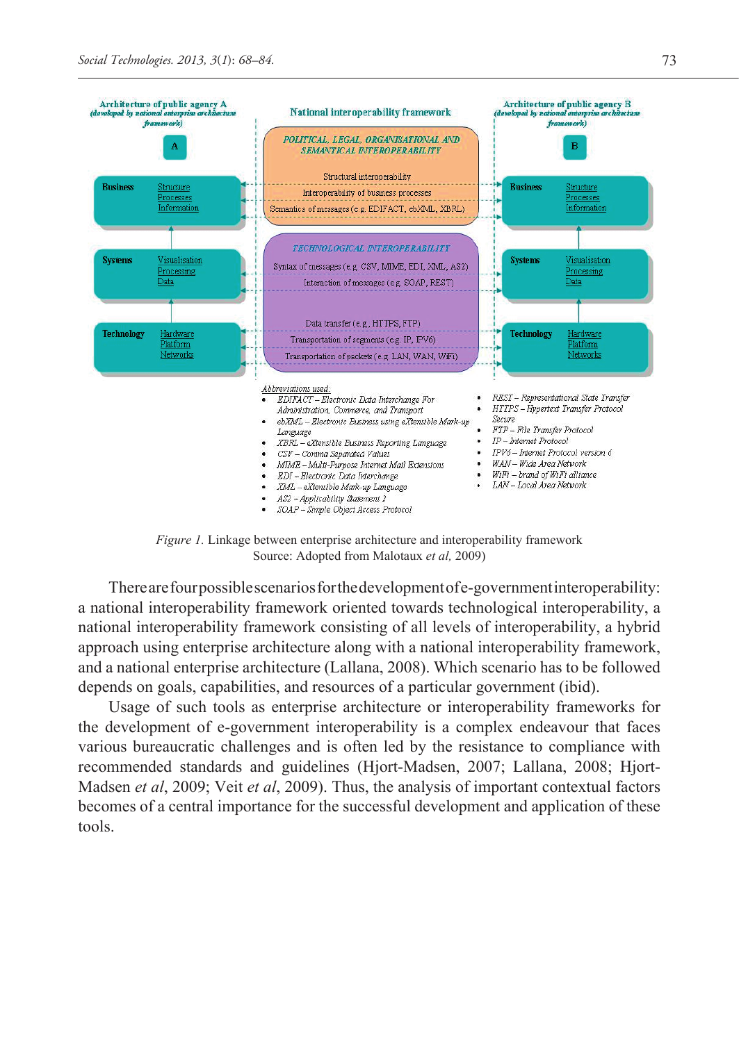Architecture of public agency A
(developed by national enterprise architecture framework)

A

National interoperability framework

POLITICAL, LEGAL, ORGANISATIONAL AND SEMANTICAL INTEROPERABILITY

Structural interoperability

Interoperability of business processes

Semantics of messages (e.g. EDIFACT, ebXML, XBRL)

TECHNOLOGICAL INTEROPERABILITY

Syntax of messages (e.g. CSV, MIME, EDI, XML, AS2)

Interaction of messages (e.g. SOAP, REST)

Data transfer (e.g., HTTPS, FTP)

Transportation of segments (e.g. IP, IPV6)

Transportation of packets (e.g. LAN, WAN, WiFi)

Architecture of public agency B
(developed by national enterprise architecture framework)

B

| | |
|---|---|
| Business | Structure<br>Processes<br>Information |
| Systems | Visualisation<br>Processing<br>Data |
| Technology | Hardware<br>Platform<br>Networks |

*Abbreviations used:*

- *EDIFACT – Electronic Data Interchange For Administration, Commerce, and Transport*
- *ebXML – Electronic Business using eXtensible Mark-up Language*
- *XBRL – eXtensible Business Reporting Language*
- *CSV – Comma Separated Values*
- *MIME – Multi-Purpose Internet Mail Extensions*
- *EDI – Electronic Data Interchange*
- *XML – eXtensible Mark-up Language*
- *AS2 – Applicability Statement 2*
- *SOAP – Simple Object Access Protocol*
- *REST – Representational State Transfer*
- *HTTPS – Hypertext Transfer Protocol Secure*
- *FTP – File Transfer Protocol*
- *IP – Internet Protocol*
- *IPV6 – Internet Protocol version 6*
- *WAN – Wide Area Network*
- *WiFi – brand of WiFi alliance*
- *LAN – Local Area Network*

*Figure 1.* Linkage between enterprise architecture and interoperability framework
Source: Adopted from Malotaux *et al,* 2009)

There are four possible scenarios for the development of e-government interoperability: a national interoperability framework oriented towards technological interoperability, a national interoperability framework consisting of all levels of interoperability, a hybrid approach using enterprise architecture along with a national interoperability framework, and a national enterprise architecture (Lallana, 2008). Which scenario has to be followed depends on goals, capabilities, and resources of a particular government (ibid).

Usage of such tools as enterprise architecture or interoperability frameworks for the development of e-government interoperability is a complex endeavour that faces various bureaucratic challenges and is often led by the resistance to compliance with recommended standards and guidelines (Hjort-Madsen, 2007; Lallana, 2008; Hjort-Madsen *et al*, 2009; Veit *et al*, 2009). Thus, the analysis of important contextual factors becomes of a central importance for the successful development and application of these tools.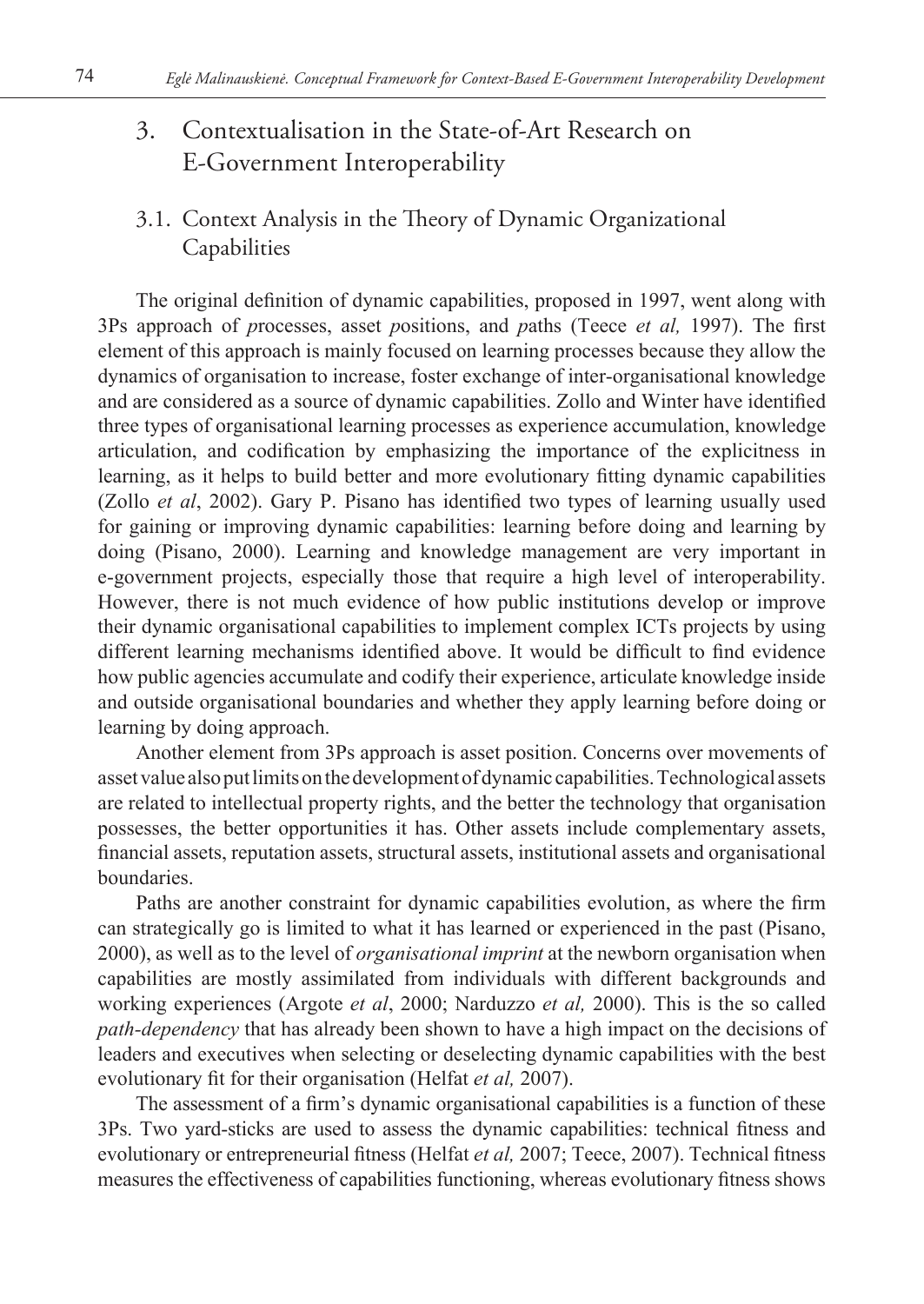## 3. Contextualisation in the State-of-Art Research on E-Government Interoperability

### 3.1. Context Analysis in the Theory of Dynamic Organizational Capabilities

The original definition of dynamic capabilities, proposed in 1997, went along with 3Ps approach of *p*rocesses, asset *p*ositions, and *p*aths (Teece *et al,* 1997). The first element of this approach is mainly focused on learning processes because they allow the dynamics of organisation to increase, foster exchange of inter-organisational knowledge and are considered as a source of dynamic capabilities. Zollo and Winter have identified three types of organisational learning processes as experience accumulation, knowledge articulation, and codification by emphasizing the importance of the explicitness in learning, as it helps to build better and more evolutionary fitting dynamic capabilities (Zollo *et al*, 2002). Gary P. Pisano has identified two types of learning usually used for gaining or improving dynamic capabilities: learning before doing and learning by doing (Pisano, 2000). Learning and knowledge management are very important in e-government projects, especially those that require a high level of interoperability. However, there is not much evidence of how public institutions develop or improve their dynamic organisational capabilities to implement complex ICTs projects by using different learning mechanisms identified above. It would be difficult to find evidence how public agencies accumulate and codify their experience, articulate knowledge inside and outside organisational boundaries and whether they apply learning before doing or learning by doing approach.

Another element from 3Ps approach is asset position. Concerns over movements of asset value also put limits on the development of dynamic capabilities. Technological assets are related to intellectual property rights, and the better the technology that organisation possesses, the better opportunities it has. Other assets include complementary assets, financial assets, reputation assets, structural assets, institutional assets and organisational boundaries.

Paths are another constraint for dynamic capabilities evolution, as where the firm can strategically go is limited to what it has learned or experienced in the past (Pisano, 2000), as well as to the level of *organisational imprint* at the newborn organisation when capabilities are mostly assimilated from individuals with different backgrounds and working experiences (Argote *et al*, 2000; Narduzzo *et al,* 2000). This is the so called *path-dependency* that has already been shown to have a high impact on the decisions of leaders and executives when selecting or deselecting dynamic capabilities with the best evolutionary fit for their organisation (Helfat *et al,* 2007).

The assessment of a firm's dynamic organisational capabilities is a function of these 3Ps. Two yard-sticks are used to assess the dynamic capabilities: technical fitness and evolutionary or entrepreneurial fitness (Helfat *et al,* 2007; Teece, 2007). Technical fitness measures the effectiveness of capabilities functioning, whereas evolutionary fitness shows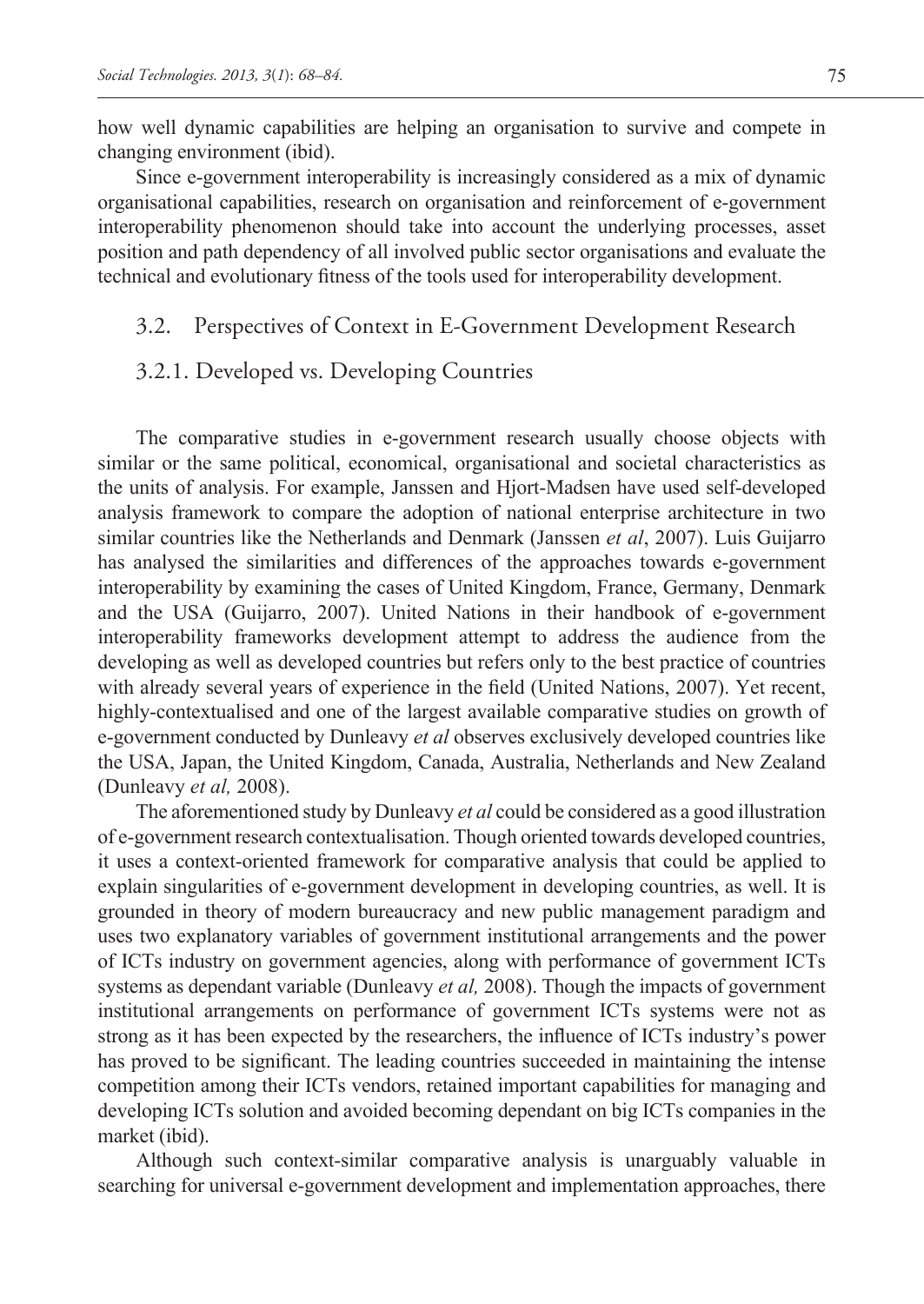how well dynamic capabilities are helping an organisation to survive and compete in changing environment (ibid).

Since e-government interoperability is increasingly considered as a mix of dynamic organisational capabilities, research on organisation and reinforcement of e-government interoperability phenomenon should take into account the underlying processes, asset position and path dependency of all involved public sector organisations and evaluate the technical and evolutionary fitness of the tools used for interoperability development.

## 3.2. Perspectives of Context in E-Government Development Research

### 3.2.1. Developed vs. Developing Countries

The comparative studies in e-government research usually choose objects with similar or the same political, economical, organisational and societal characteristics as the units of analysis. For example, Janssen and Hjort-Madsen have used self-developed analysis framework to compare the adoption of national enterprise architecture in two similar countries like the Netherlands and Denmark (Janssen *et al*, 2007). Luis Guijarro has analysed the similarities and differences of the approaches towards e-government interoperability by examining the cases of United Kingdom, France, Germany, Denmark and the USA (Guijarro, 2007). United Nations in their handbook of e-government interoperability frameworks development attempt to address the audience from the developing as well as developed countries but refers only to the best practice of countries with already several years of experience in the field (United Nations, 2007). Yet recent, highly-contextualised and one of the largest available comparative studies on growth of e-government conducted by Dunleavy *et al* observes exclusively developed countries like the USA, Japan, the United Kingdom, Canada, Australia, Netherlands and New Zealand (Dunleavy *et al,* 2008).

The aforementioned study by Dunleavy *et al* could be considered as a good illustration of e-government research contextualisation. Though oriented towards developed countries, it uses a context-oriented framework for comparative analysis that could be applied to explain singularities of e-government development in developing countries, as well. It is grounded in theory of modern bureaucracy and new public management paradigm and uses two explanatory variables of government institutional arrangements and the power of ICTs industry on government agencies, along with performance of government ICTs systems as dependant variable (Dunleavy *et al,* 2008). Though the impacts of government institutional arrangements on performance of government ICTs systems were not as strong as it has been expected by the researchers, the influence of ICTs industry's power has proved to be significant. The leading countries succeeded in maintaining the intense competition among their ICTs vendors, retained important capabilities for managing and developing ICTs solution and avoided becoming dependant on big ICTs companies in the market (ibid).

Although such context-similar comparative analysis is unarguably valuable in searching for universal e-government development and implementation approaches, there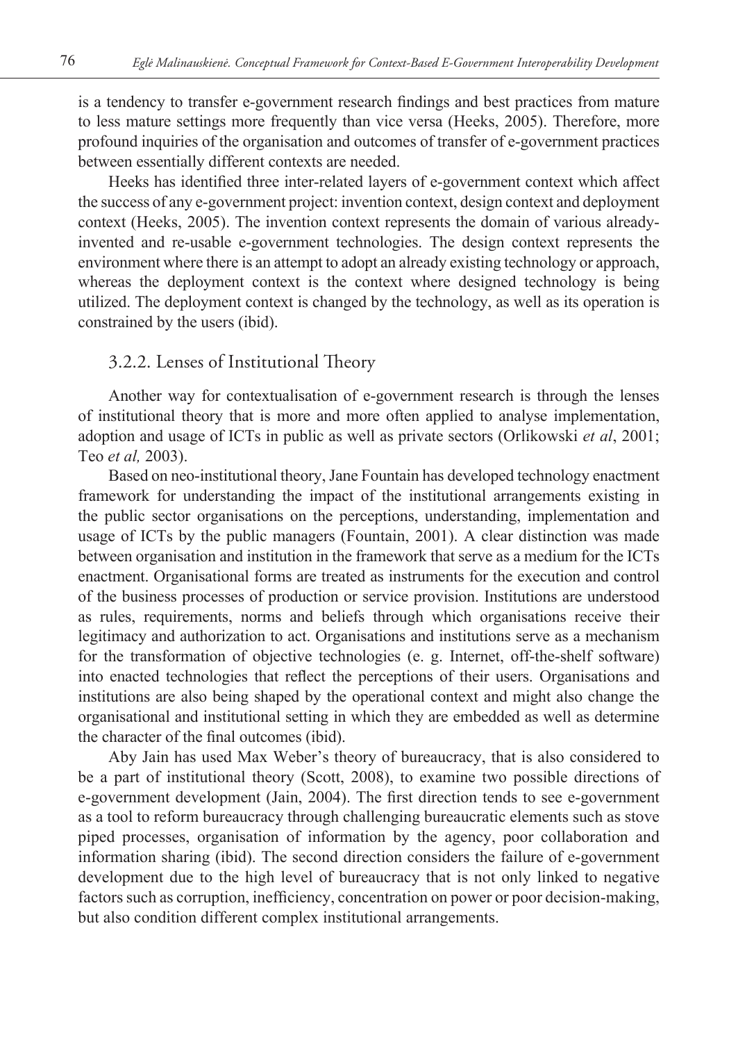is a tendency to transfer e-government research findings and best practices from mature to less mature settings more frequently than vice versa (Heeks, 2005). Therefore, more profound inquiries of the organisation and outcomes of transfer of e-government practices between essentially different contexts are needed.

Heeks has identified three inter-related layers of e-government context which affect the success of any e-government project: invention context, design context and deployment context (Heeks, 2005). The invention context represents the domain of various already-invented and re-usable e-government technologies. The design context represents the environment where there is an attempt to adopt an already existing technology or approach, whereas the deployment context is the context where designed technology is being utilized. The deployment context is changed by the technology, as well as its operation is constrained by the users (ibid).

### 3.2.2. Lenses of Institutional Theory

Another way for contextualisation of e-government research is through the lenses of institutional theory that is more and more often applied to analyse implementation, adoption and usage of ICTs in public as well as private sectors (Orlikowski *et al*, 2001; Teo *et al,* 2003).

Based on neo-institutional theory, Jane Fountain has developed technology enactment framework for understanding the impact of the institutional arrangements existing in the public sector organisations on the perceptions, understanding, implementation and usage of ICTs by the public managers (Fountain, 2001). A clear distinction was made between organisation and institution in the framework that serve as a medium for the ICTs enactment. Organisational forms are treated as instruments for the execution and control of the business processes of production or service provision. Institutions are understood as rules, requirements, norms and beliefs through which organisations receive their legitimacy and authorization to act. Organisations and institutions serve as a mechanism for the transformation of objective technologies (e. g. Internet, off-the-shelf software) into enacted technologies that reflect the perceptions of their users. Organisations and institutions are also being shaped by the operational context and might also change the organisational and institutional setting in which they are embedded as well as determine the character of the final outcomes (ibid).

Aby Jain has used Max Weber's theory of bureaucracy, that is also considered to be a part of institutional theory (Scott, 2008), to examine two possible directions of e-government development (Jain, 2004). The first direction tends to see e-government as a tool to reform bureaucracy through challenging bureaucratic elements such as stove piped processes, organisation of information by the agency, poor collaboration and information sharing (ibid). The second direction considers the failure of e-government development due to the high level of bureaucracy that is not only linked to negative factors such as corruption, inefficiency, concentration on power or poor decision-making, but also condition different complex institutional arrangements.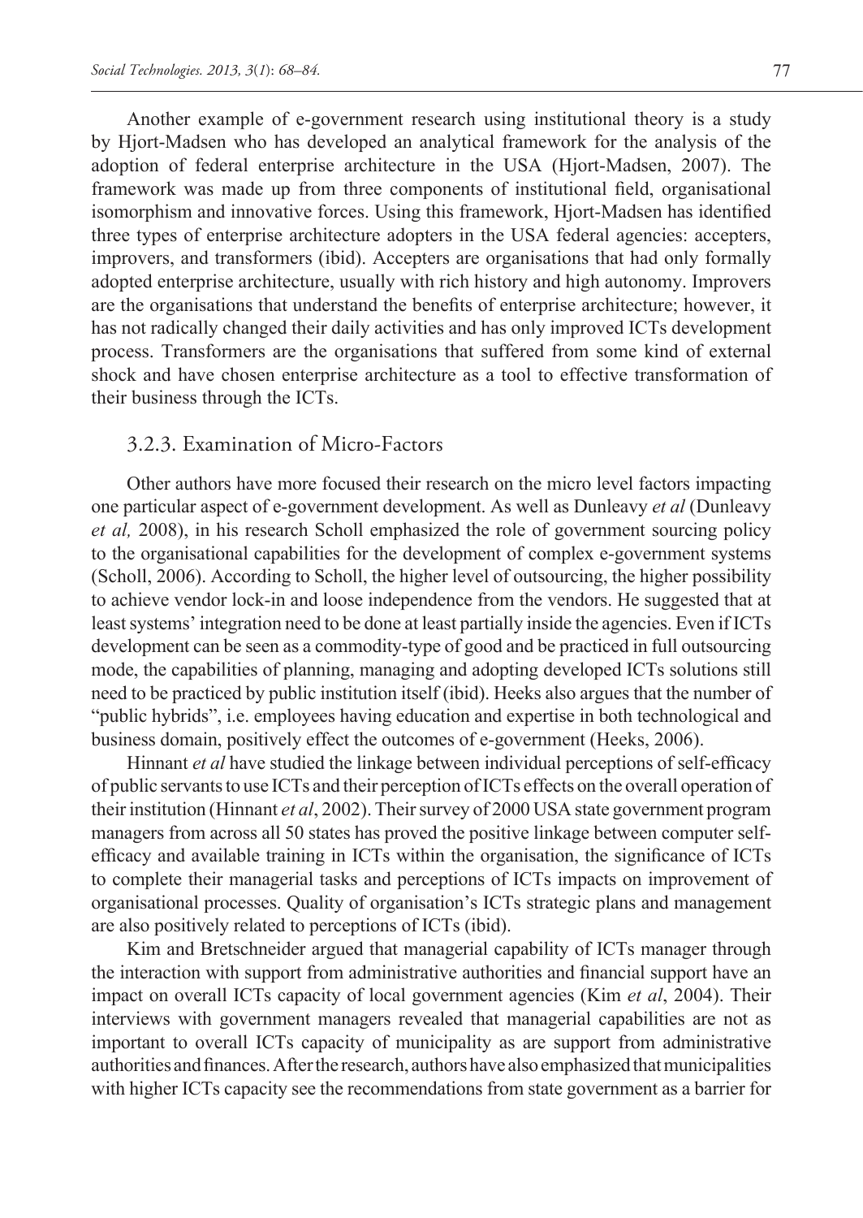Another example of e-government research using institutional theory is a study by Hjort-Madsen who has developed an analytical framework for the analysis of the adoption of federal enterprise architecture in the USA (Hjort-Madsen, 2007). The framework was made up from three components of institutional field, organisational isomorphism and innovative forces. Using this framework, Hjort-Madsen has identified three types of enterprise architecture adopters in the USA federal agencies: accepters, improvers, and transformers (ibid). Accepters are organisations that had only formally adopted enterprise architecture, usually with rich history and high autonomy. Improvers are the organisations that understand the benefits of enterprise architecture; however, it has not radically changed their daily activities and has only improved ICTs development process. Transformers are the organisations that suffered from some kind of external shock and have chosen enterprise architecture as a tool to effective transformation of their business through the ICTs.

### 3.2.3. Examination of Micro-Factors

Other authors have more focused their research on the micro level factors impacting one particular aspect of e-government development. As well as Dunleavy *et al* (Dunleavy *et al,* 2008), in his research Scholl emphasized the role of government sourcing policy to the organisational capabilities for the development of complex e-government systems (Scholl, 2006). According to Scholl, the higher level of outsourcing, the higher possibility to achieve vendor lock-in and loose independence from the vendors. He suggested that at least systems' integration need to be done at least partially inside the agencies. Even if ICTs development can be seen as a commodity-type of good and be practiced in full outsourcing mode, the capabilities of planning, managing and adopting developed ICTs solutions still need to be practiced by public institution itself (ibid). Heeks also argues that the number of "public hybrids", i.e. employees having education and expertise in both technological and business domain, positively effect the outcomes of e-government (Heeks, 2006).

Hinnant *et al* have studied the linkage between individual perceptions of self-efficacy of public servants to use ICTs and their perception of ICTs effects on the overall operation of their institution (Hinnant *et al*, 2002). Their survey of 2000 USA state government program managers from across all 50 states has proved the positive linkage between computer self-efficacy and available training in ICTs within the organisation, the significance of ICTs to complete their managerial tasks and perceptions of ICTs impacts on improvement of organisational processes. Quality of organisation's ICTs strategic plans and management are also positively related to perceptions of ICTs (ibid).

Kim and Bretschneider argued that managerial capability of ICTs manager through the interaction with support from administrative authorities and financial support have an impact on overall ICTs capacity of local government agencies (Kim *et al*, 2004). Their interviews with government managers revealed that managerial capabilities are not as important to overall ICTs capacity of municipality as are support from administrative authorities and finances. After the research, authors have also emphasized that municipalities with higher ICTs capacity see the recommendations from state government as a barrier for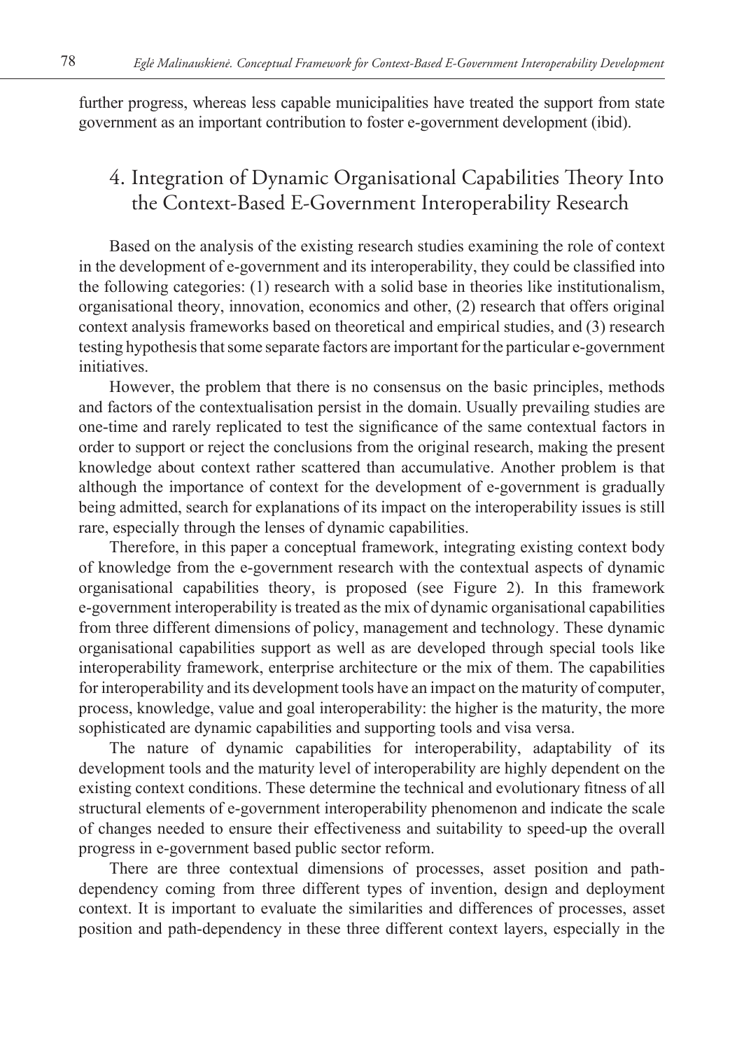further progress, whereas less capable municipalities have treated the support from state government as an important contribution to foster e-government development (ibid).

## 4. Integration of Dynamic Organisational Capabilities Theory Into the Context-Based E-Government Interoperability Research

Based on the analysis of the existing research studies examining the role of context in the development of e-government and its interoperability, they could be classified into the following categories: (1) research with a solid base in theories like institutionalism, organisational theory, innovation, economics and other, (2) research that offers original context analysis frameworks based on theoretical and empirical studies, and (3) research testing hypothesis that some separate factors are important for the particular e-government initiatives.

However, the problem that there is no consensus on the basic principles, methods and factors of the contextualisation persist in the domain. Usually prevailing studies are one-time and rarely replicated to test the significance of the same contextual factors in order to support or reject the conclusions from the original research, making the present knowledge about context rather scattered than accumulative. Another problem is that although the importance of context for the development of e-government is gradually being admitted, search for explanations of its impact on the interoperability issues is still rare, especially through the lenses of dynamic capabilities.

Therefore, in this paper a conceptual framework, integrating existing context body of knowledge from the e-government research with the contextual aspects of dynamic organisational capabilities theory, is proposed (see Figure 2). In this framework e-government interoperability is treated as the mix of dynamic organisational capabilities from three different dimensions of policy, management and technology. These dynamic organisational capabilities support as well as are developed through special tools like interoperability framework, enterprise architecture or the mix of them. The capabilities for interoperability and its development tools have an impact on the maturity of computer, process, knowledge, value and goal interoperability: the higher is the maturity, the more sophisticated are dynamic capabilities and supporting tools and visa versa.

The nature of dynamic capabilities for interoperability, adaptability of its development tools and the maturity level of interoperability are highly dependent on the existing context conditions. These determine the technical and evolutionary fitness of all structural elements of e-government interoperability phenomenon and indicate the scale of changes needed to ensure their effectiveness and suitability to speed-up the overall progress in e-government based public sector reform.

There are three contextual dimensions of processes, asset position and path-dependency coming from three different types of invention, design and deployment context. It is important to evaluate the similarities and differences of processes, asset position and path-dependency in these three different context layers, especially in the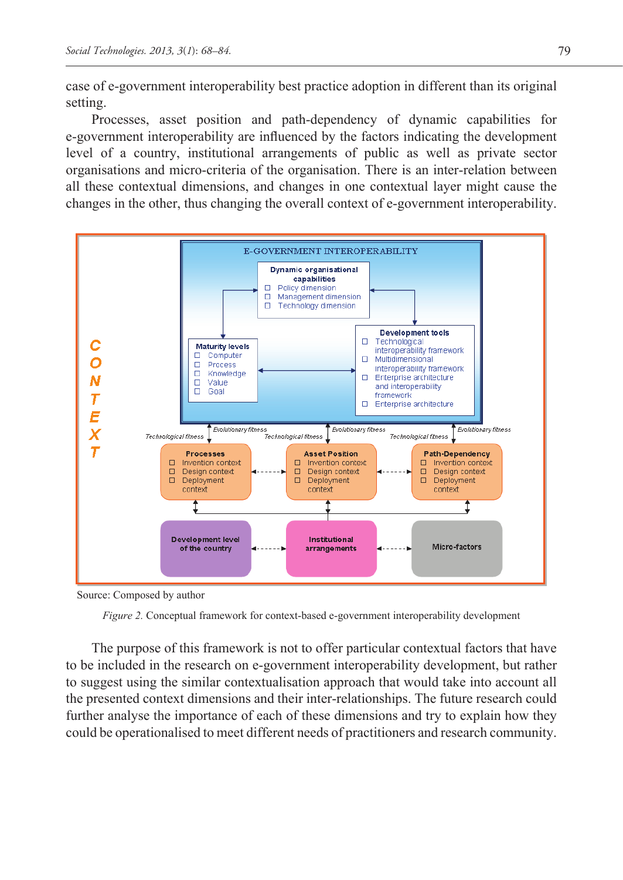case of e-government interoperability best practice adoption in different than its original setting.

Processes, asset position and path-dependency of dynamic capabilities for e-government interoperability are influenced by the factors indicating the development level of a country, institutional arrangements of public as well as private sector organisations and micro-criteria of the organisation. There is an inter-relation between all these contextual dimensions, and changes in one contextual layer might cause the changes in the other, thus changing the overall context of e-government interoperability.

Source: Composed by author

*Figure 2.* Conceptual framework for context-based e-government interoperability development

The purpose of this framework is not to offer particular contextual factors that have to be included in the research on e-government interoperability development, but rather to suggest using the similar contextualisation approach that would take into account all the presented context dimensions and their inter-relationships. The future research could further analyse the importance of each of these dimensions and try to explain how they could be operationalised to meet different needs of practitioners and research community.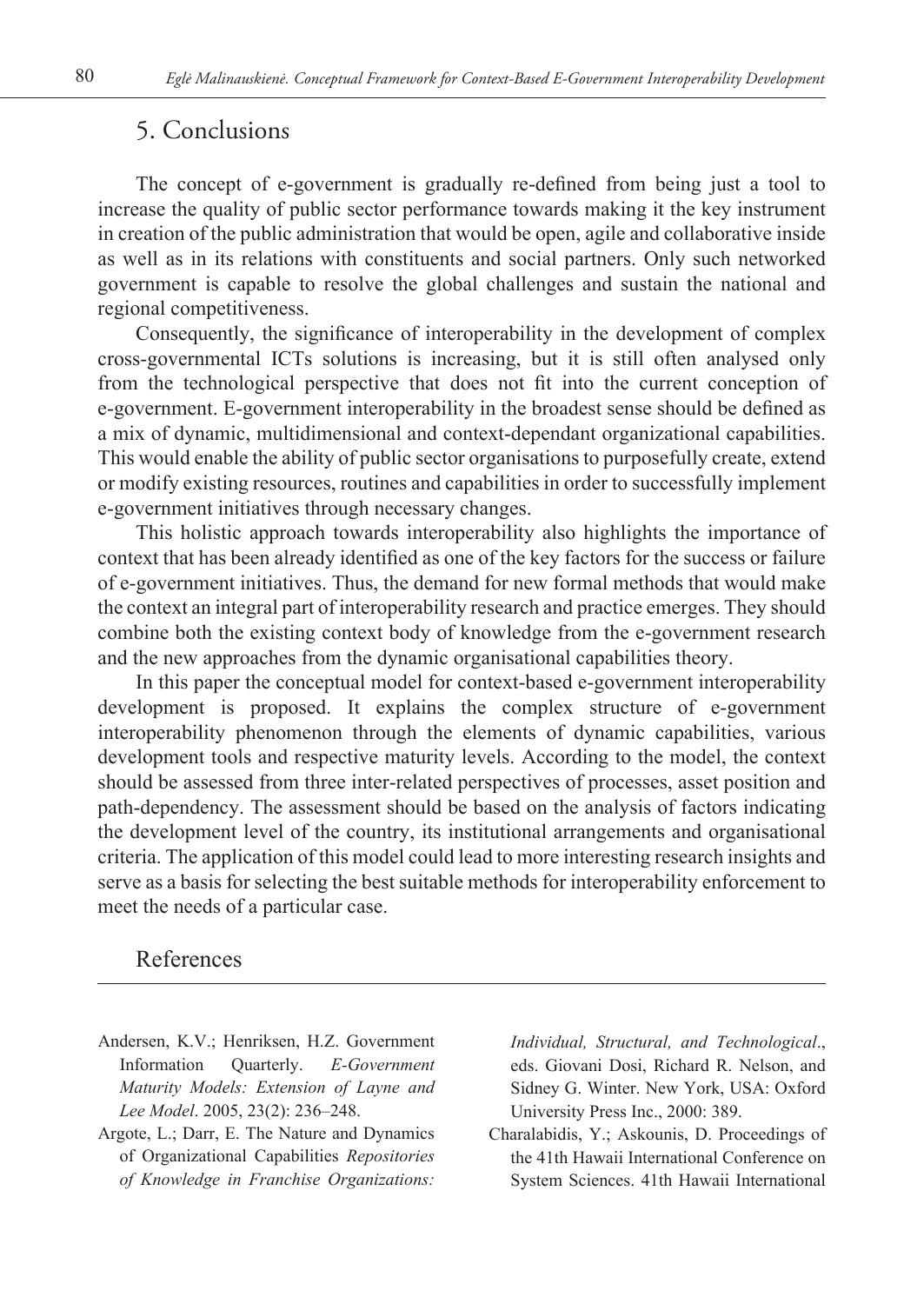## 5. Conclusions

The concept of e-government is gradually re-defined from being just a tool to increase the quality of public sector performance towards making it the key instrument in creation of the public administration that would be open, agile and collaborative inside as well as in its relations with constituents and social partners. Only such networked government is capable to resolve the global challenges and sustain the national and regional competitiveness.

Consequently, the significance of interoperability in the development of complex cross-governmental ICTs solutions is increasing, but it is still often analysed only from the technological perspective that does not fit into the current conception of e-government. E-government interoperability in the broadest sense should be defined as a mix of dynamic, multidimensional and context-dependant organizational capabilities. This would enable the ability of public sector organisations to purposefully create, extend or modify existing resources, routines and capabilities in order to successfully implement e-government initiatives through necessary changes.

This holistic approach towards interoperability also highlights the importance of context that has been already identified as one of the key factors for the success or failure of e-government initiatives. Thus, the demand for new formal methods that would make the context an integral part of interoperability research and practice emerges. They should combine both the existing context body of knowledge from the e-government research and the new approaches from the dynamic organisational capabilities theory.

In this paper the conceptual model for context-based e-government interoperability development is proposed. It explains the complex structure of e-government interoperability phenomenon through the elements of dynamic capabilities, various development tools and respective maturity levels. According to the model, the context should be assessed from three inter-related perspectives of processes, asset position and path-dependency. The assessment should be based on the analysis of factors indicating the development level of the country, its institutional arrangements and organisational criteria. The application of this model could lead to more interesting research insights and serve as a basis for selecting the best suitable methods for interoperability enforcement to meet the needs of a particular case.

## References

Andersen, K.V.; Henriksen, H.Z. Government Information Quarterly. *E-Government Maturity Models: Extension of Layne and Lee Model*. 2005, 23(2): 236–248.

Argote, L.; Darr, E. The Nature and Dynamics of Organizational Capabilities *Repositories of Knowledge in Franchise Organizations: Individual, Structural, and Technological*., eds. Giovani Dosi, Richard R. Nelson, and Sidney G. Winter. New York, USA: Oxford University Press Inc., 2000: 389.

Charalabidis, Y.; Askounis, D. Proceedings of the 41th Hawaii International Conference on System Sciences. 41th Hawaii International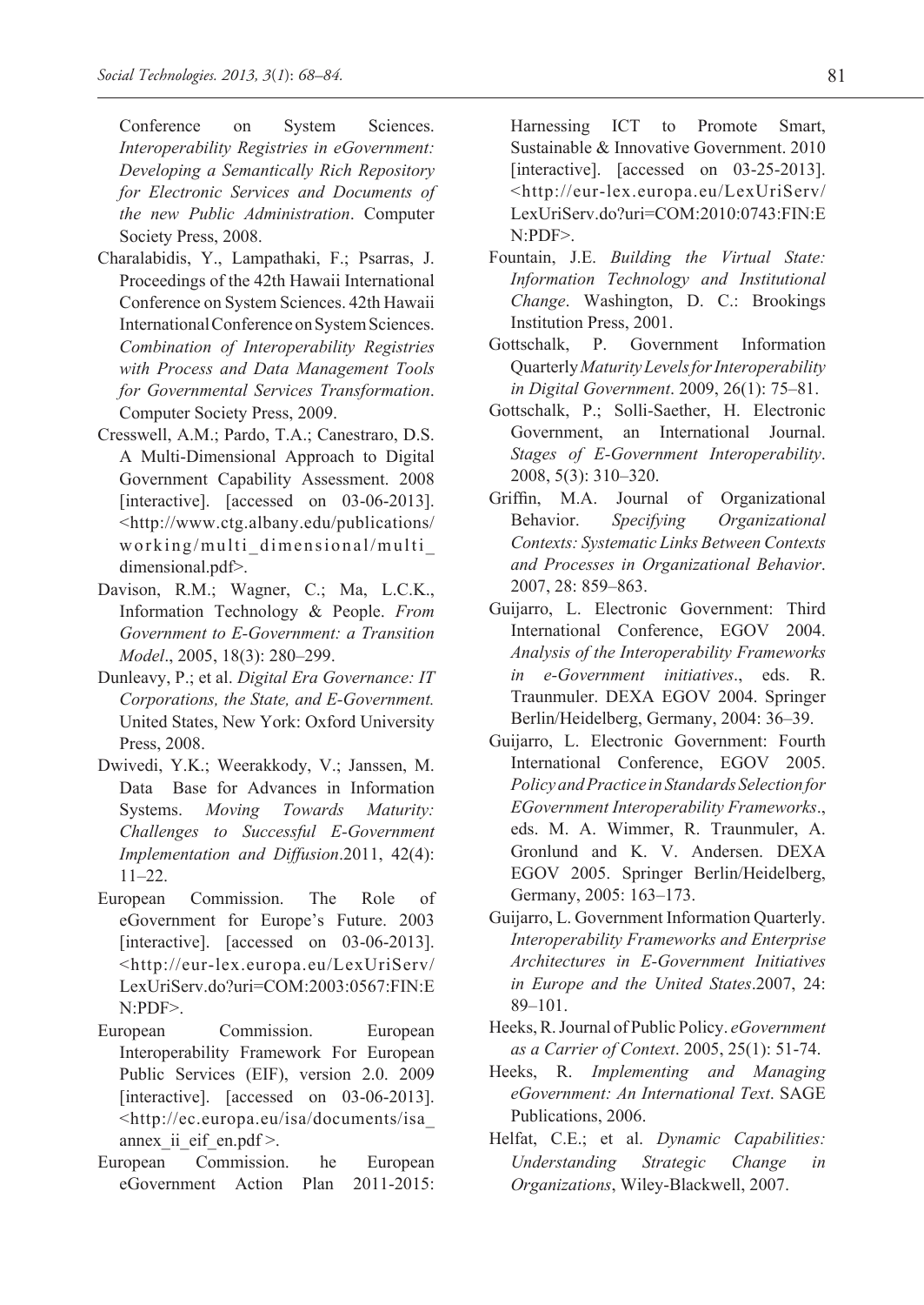Conference on System Sciences. *Interoperability Registries in eGovernment: Developing a Semantically Rich Repository for Electronic Services and Documents of the new Public Administration*. Computer Society Press, 2008.

Charalabidis, Y., Lampathaki, F.; Psarras, J. Proceedings of the 42th Hawaii International Conference on System Sciences. 42th Hawaii International Conference on System Sciences. *Combination of Interoperability Registries with Process and Data Management Tools for Governmental Services Transformation*. Computer Society Press, 2009.

Cresswell, A.M.; Pardo, T.A.; Canestraro, D.S. A Multi-Dimensional Approach to Digital Government Capability Assessment. 2008 [interactive]. [accessed on 03-06-2013]. <http://www.ctg.albany.edu/publications/working/multi_dimensional/multi_dimensional.pdf>.

Davison, R.M.; Wagner, C.; Ma, L.C.K., Information Technology & People. *From Government to E-Government: a Transition Model*., 2005, 18(3): 280–299.

Dunleavy, P.; et al. *Digital Era Governance: IT Corporations, the State, and E-Government.* United States, New York: Oxford University Press, 2008.

Dwivedi, Y.K.; Weerakkody, V.; Janssen, M. Data Base for Advances in Information Systems. *Moving Towards Maturity: Challenges to Successful E-Government Implementation and Diffusion*.2011, 42(4): 11–22.

European Commission. The Role of eGovernment for Europe's Future. 2003 [interactive]. [accessed on 03-06-2013]. <http://eur-lex.europa.eu/LexUriServ/LexUriServ.do?uri=COM:2003:0567:FIN:EN:PDF>.

European Commission. European Interoperability Framework For European Public Services (EIF), version 2.0. 2009 [interactive]. [accessed on 03-06-2013]. <http://ec.europa.eu/isa/documents/isa_annex_ii_eif_en.pdf >.

European Commission. he European eGovernment Action Plan 2011-2015: Harnessing ICT to Promote Smart, Sustainable & Innovative Government. 2010 [interactive]. [accessed on 03-25-2013]. <http://eur-lex.europa.eu/LexUriServ/LexUriServ.do?uri=COM:2010:0743:FIN:EN:PDF>.

Fountain, J.E. *Building the Virtual State: Information Technology and Institutional Change*. Washington, D. C.: Brookings Institution Press, 2001.

Gottschalk, P. Government Information Quarterly *Maturity Levels for Interoperability in Digital Government*. 2009, 26(1): 75–81.

Gottschalk, P.; Solli-Saether, H. Electronic Government, an International Journal. *Stages of E-Government Interoperability*. 2008, 5(3): 310–320.

Griffin, M.A. Journal of Organizational Behavior. *Specifying Organizational Contexts: Systematic Links Between Contexts and Processes in Organizational Behavior*. 2007, 28: 859–863.

Guijarro, L. Electronic Government: Third International Conference, EGOV 2004. *Analysis of the Interoperability Frameworks in e-Government initiatives*., eds. R. Traunmuler. DEXA EGOV 2004. Springer Berlin/Heidelberg, Germany, 2004: 36–39.

Guijarro, L. Electronic Government: Fourth International Conference, EGOV 2005. *Policy and Practice in Standards Selection for EGovernment Interoperability Frameworks*., eds. M. A. Wimmer, R. Traunmuler, A. Gronlund and K. V. Andersen. DEXA EGOV 2005. Springer Berlin/Heidelberg, Germany, 2005: 163–173.

Guijarro, L. Government Information Quarterly. *Interoperability Frameworks and Enterprise Architectures in E-Government Initiatives in Europe and the United States*.2007, 24: 89–101.

Heeks, R. Journal of Public Policy. *eGovernment as a Carrier of Context*. 2005, 25(1): 51-74.

Heeks, R. *Implementing and Managing eGovernment: An International Text*. SAGE Publications, 2006.

Helfat, C.E.; et al. *Dynamic Capabilities: Understanding Strategic Change in Organizations*, Wiley-Blackwell, 2007.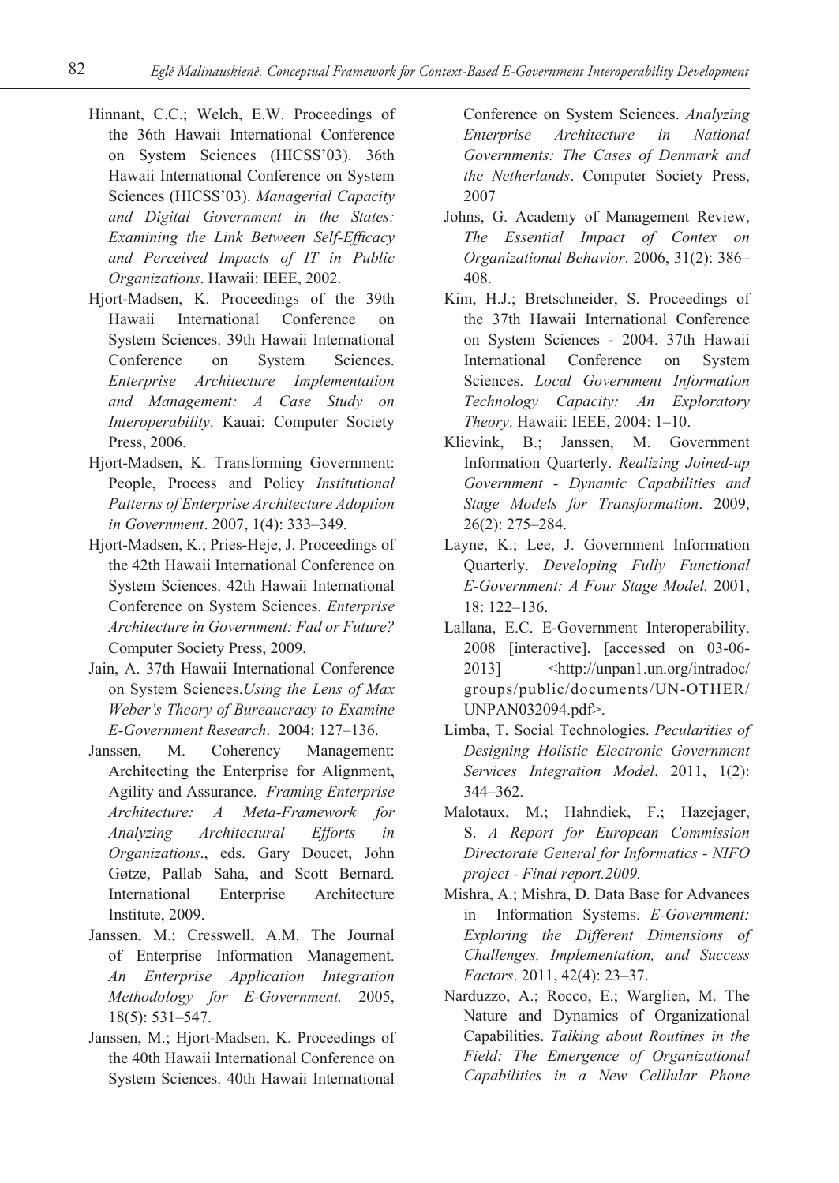Hinnant, C.C.; Welch, E.W. Proceedings of the 36th Hawaii International Conference on System Sciences (HICSS'03). 36th Hawaii International Conference on System Sciences (HICSS'03). *Managerial Capacity and Digital Government in the States: Examining the Link Between Self-Efficacy and Perceived Impacts of IT in Public Organizations*. Hawaii: IEEE, 2002.

Hjort-Madsen, K. Proceedings of the 39th Hawaii International Conference on System Sciences. 39th Hawaii International Conference on System Sciences. *Enterprise Architecture Implementation and Management: A Case Study on Interoperability*. Kauai: Computer Society Press, 2006.

Hjort-Madsen, K. Transforming Government: People, Process and Policy *Institutional Patterns of Enterprise Architecture Adoption in Government*. 2007, 1(4): 333–349.

Hjort-Madsen, K.; Pries-Heje, J. Proceedings of the 42th Hawaii International Conference on System Sciences. 42th Hawaii International Conference on System Sciences. *Enterprise Architecture in Government: Fad or Future?* Computer Society Press, 2009.

Jain, A. 37th Hawaii International Conference on System Sciences.*Using the Lens of Max Weber's Theory of Bureaucracy to Examine E-Government Research*. 2004: 127–136.

Janssen, M. Coherency Management: Architecting the Enterprise for Alignment, Agility and Assurance. *Framing Enterprise Architecture: A Meta-Framework for Analyzing Architectural Efforts in Organizations*., eds. Gary Doucet, John Gøtze, Pallab Saha, and Scott Bernard. International Enterprise Architecture Institute, 2009.

Janssen, M.; Cresswell, A.M. The Journal of Enterprise Information Management. *An Enterprise Application Integration Methodology for E-Government.* 2005, 18(5): 531–547.

Janssen, M.; Hjort-Madsen, K. Proceedings of the 40th Hawaii International Conference on System Sciences. 40th Hawaii International Conference on System Sciences. *Analyzing Enterprise Architecture in National Governments: The Cases of Denmark and the Netherlands*. Computer Society Press, 2007

Johns, G. Academy of Management Review, *The Essential Impact of Contex on Organizational Behavior*. 2006, 31(2): 386–408.

Kim, H.J.; Bretschneider, S. Proceedings of the 37th Hawaii International Conference on System Sciences - 2004. 37th Hawaii International Conference on System Sciences. *Local Government Information Technology Capacity: An Exploratory Theory*. Hawaii: IEEE, 2004: 1–10.

Klievink, B.; Janssen, M. Government Information Quarterly. *Realizing Joined-up Government - Dynamic Capabilities and Stage Models for Transformation*. 2009, 26(2): 275–284.

Layne, K.; Lee, J. Government Information Quarterly. *Developing Fully Functional E-Government: A Four Stage Model.* 2001, 18: 122–136.

Lallana, E.C. E-Government Interoperability. 2008 [interactive]. [accessed on 03-06-2013] <http://unpan1.un.org/intradoc/groups/public/documents/UN-OTHER/UNPAN032094.pdf>.

Limba, T. Social Technologies. *Pecularities of Designing Holistic Electronic Government Services Integration Model*. 2011, 1(2): 344–362.

Malotaux, M.; Hahndiek, F.; Hazejager, S. *A Report for European Commission Directorate General for Informatics - NIFO project - Final report.2009.*

Mishra, A.; Mishra, D. Data Base for Advances in Information Systems. *E-Government: Exploring the Different Dimensions of Challenges, Implementation, and Success Factors*. 2011, 42(4): 23–37.

Narduzzo, A.; Rocco, E.; Warglien, M. The Nature and Dynamics of Organizational Capabilities. *Talking about Routines in the Field: The Emergence of Organizational Capabilities in a New Celllular Phone*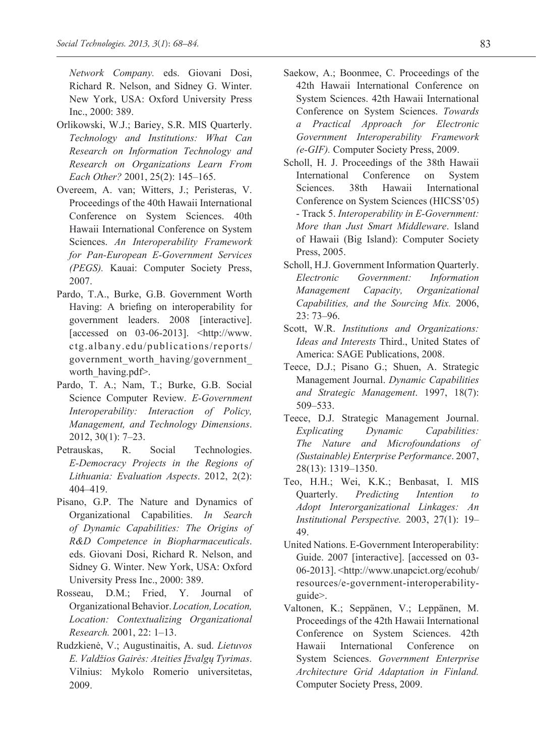*Network Company.* eds. Giovani Dosi, Richard R. Nelson, and Sidney G. Winter. New York, USA: Oxford University Press Inc., 2000: 389.

Orlikowski, W.J.; Bariey, S.R. MIS Quarterly. *Technology and Institutions: What Can Research on Information Technology and Research on Organizations Learn From Each Other?* 2001, 25(2): 145–165.

Overeem, A. van; Witters, J.; Peristeras, V. Proceedings of the 40th Hawaii International Conference on System Sciences. 40th Hawaii International Conference on System Sciences. *An Interoperability Framework for Pan-European E-Government Services (PEGS).* Kauai: Computer Society Press, 2007.

Pardo, T.A., Burke, G.B. Government Worth Having: A briefing on interoperability for government leaders. 2008 [interactive]. [accessed on 03-06-2013]. <http://www.ctg.albany.edu/publications/reports/government_worth_having/government_worth_having.pdf>.

Pardo, T. A.; Nam, T.; Burke, G.B. Social Science Computer Review. *E-Government Interoperability: Interaction of Policy, Management, and Technology Dimensions*. 2012, 30(1): 7–23.

Petrauskas, R. Social Technologies. *E-Democracy Projects in the Regions of Lithuania: Evaluation Aspects*. 2012, 2(2): 404–419.

Pisano, G.P. The Nature and Dynamics of Organizational Capabilities. *In Search of Dynamic Capabilities: The Origins of R&D Competence in Biopharmaceuticals*. eds. Giovani Dosi, Richard R. Nelson, and Sidney G. Winter. New York, USA: Oxford University Press Inc., 2000: 389.

Rosseau, D.M.; Fried, Y. Journal of Organizational Behavior. *Location, Location, Location: Contextualizing Organizational Research.* 2001, 22: 1–13.

Rudzkienė, V.; Augustinaitis, A. sud. *Lietuvos E. Valdžios Gairės: Ateities Įžvalgų Tyrimas*. Vilnius: Mykolo Romerio universitetas, 2009.

Saekow, A.; Boonmee, C. Proceedings of the 42th Hawaii International Conference on System Sciences. 42th Hawaii International Conference on System Sciences. *Towards a Practical Approach for Electronic Government Interoperability Framework (e-GIF).* Computer Society Press, 2009.

Scholl, H. J. Proceedings of the 38th Hawaii International Conference on System Sciences. 38th Hawaii International Conference on System Sciences (HICSS'05) - Track 5. *Interoperability in E-Government: More than Just Smart Middleware*. Island of Hawaii (Big Island): Computer Society Press, 2005.

Scholl, H.J. Government Information Quarterly. *Electronic Government: Information Management Capacity, Organizational Capabilities, and the Sourcing Mix.* 2006, 23: 73–96.

Scott, W.R. *Institutions and Organizations: Ideas and Interests* Third., United States of America: SAGE Publications, 2008.

Teece, D.J.; Pisano G.; Shuen, A. Strategic Management Journal. *Dynamic Capabilities and Strategic Management*. 1997, 18(7): 509–533.

Teece, D.J. Strategic Management Journal. *Explicating Dynamic Capabilities: The Nature and Microfoundations of (Sustainable) Enterprise Performance*. 2007, 28(13): 1319–1350.

Teo, H.H.; Wei, K.K.; Benbasat, I. MIS Quarterly. *Predicting Intention to Adopt Interorganizational Linkages: An Institutional Perspective.* 2003, 27(1): 19–49.

United Nations. E-Government Interoperability: Guide. 2007 [interactive]. [accessed on 03-06-2013]. <http://www.unapcict.org/ecohub/resources/e-government-interoperability-guide>.

Valtonen, K.; Seppänen, V.; Leppänen, M. Proceedings of the 42th Hawaii International Conference on System Sciences. 42th Hawaii International Conference on System Sciences. *Government Enterprise Architecture Grid Adaptation in Finland.* Computer Society Press, 2009.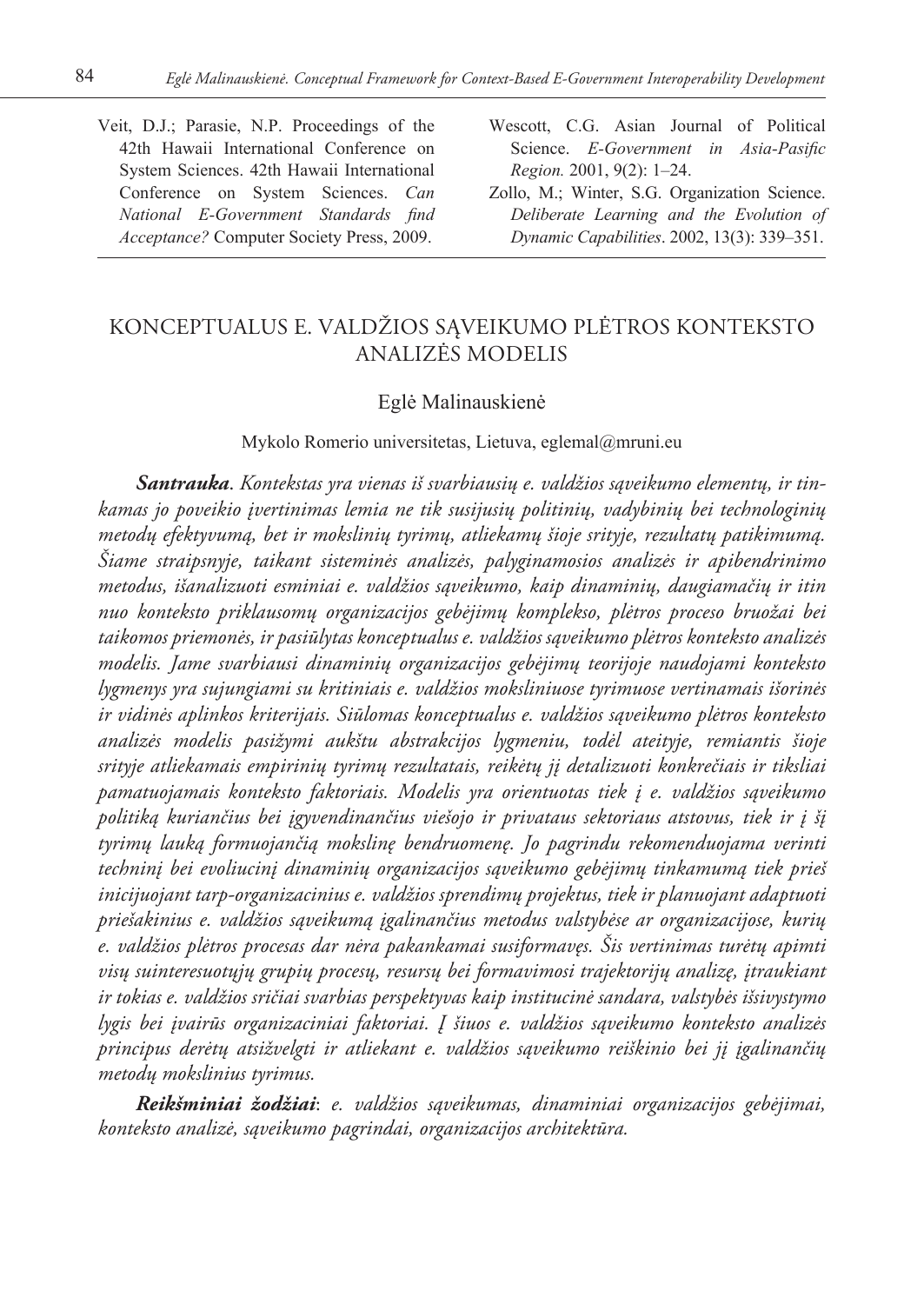Veit, D.J.; Parasie, N.P. Proceedings of the 42th Hawaii International Conference on System Sciences. 42th Hawaii International Conference on System Sciences. *Can National E-Government Standards find Acceptance?* Computer Society Press, 2009.

Wescott, C.G. Asian Journal of Political Science. *E-Government in Asia-Pasific Region.* 2001, 9(2): 1–24.

Zollo, M.; Winter, S.G. Organization Science. *Deliberate Learning and the Evolution of Dynamic Capabilities*. 2002, 13(3): 339–351.

# KONCEPTUALUS E. VALDŽIOS SĄVEIKUMO PLĖTROS KONTEKSTO ANALIZĖS MODELIS

Eglė Malinauskienė

Mykolo Romerio universitetas, Lietuva, eglemal@mruni.eu

***Santrauka**. Kontekstas yra vienas iš svarbiausių e. valdžios sąveikumo elementų, ir tinkamas jo poveikio įvertinimas lemia ne tik susijusių politinių, vadybinių bei technologinių metodų efektyvumą, bet ir mokslinių tyrimų, atliekamų šioje srityje, rezultatų patikimumą. Šiame straipsnyje, taikant sisteminės analizės, palyginamosios analizės ir apibendrinimo metodus, išanalizuoti esminiai e. valdžios sąveikumo, kaip dinaminių, daugiamačių ir itin nuo konteksto priklausomų organizacijos gebėjimų komplekso, plėtros proceso bruožai bei taikomos priemonės, ir pasiūlytas konceptualus e. valdžios sąveikumo plėtros konteksto analizės modelis. Jame svarbiausi dinaminių organizacijos gebėjimų teorijoje naudojami konteksto lygmenys yra sujungiami su kritiniais e. valdžios moksliniuose tyrimuose vertinamais išorinės ir vidinės aplinkos kriterijais. Siūlomas konceptualus e. valdžios sąveikumo plėtros konteksto analizės modelis pasižymi aukštu abstrakcijos lygmeniu, todėl ateityje, remiantis šioje srityje atliekamais empirinių tyrimų rezultatais, reikėtų jį detalizuoti konkrečiais ir tiksliai pamatuojamais konteksto faktoriais. Modelis yra orientuotas tiek į e. valdžios sąveikumo politiką kuriančius bei įgyvendinančius viešojo ir privataus sektoriaus atstovus, tiek ir į šį tyrimų lauką formuojančią mokslinę bendruomenę. Jo pagrindu rekomenduojama verinti techninį bei evoliucinį dinaminių organizacijos sąveikumo gebėjimų tinkamumą tiek prieš inicijuojant tarp-organizacinius e. valdžios sprendimų projektus, tiek ir planuojant adaptuoti priešakinius e. valdžios sąveikumą įgalinančius metodus valstybėse ar organizacijose, kurių e. valdžios plėtros procesas dar nėra pakankamai susiformavęs. Šis vertinimas turėtų apimti visų suinteresuotųjų grupių procesų, resursų bei formavimosi trajektorijų analizę, įtraukiant ir tokias e. valdžios sričiai svarbias perspektyvas kaip institucinė sandara, valstybės išsivystymo lygis bei įvairūs organizaciniai faktoriai. Į šiuos e. valdžios sąveikumo konteksto analizės principus derėtų atsižvelgti ir atliekant e. valdžios sąveikumo reiškinio bei jį įgalinančių metodų mokslinius tyrimus.*

***Reikšminiai žodžiai**: e. valdžios sąveikumas, dinaminiai organizacijos gebėjimai, konteksto analizė, sąveikumo pagrindai, organizacijos architektūra.*